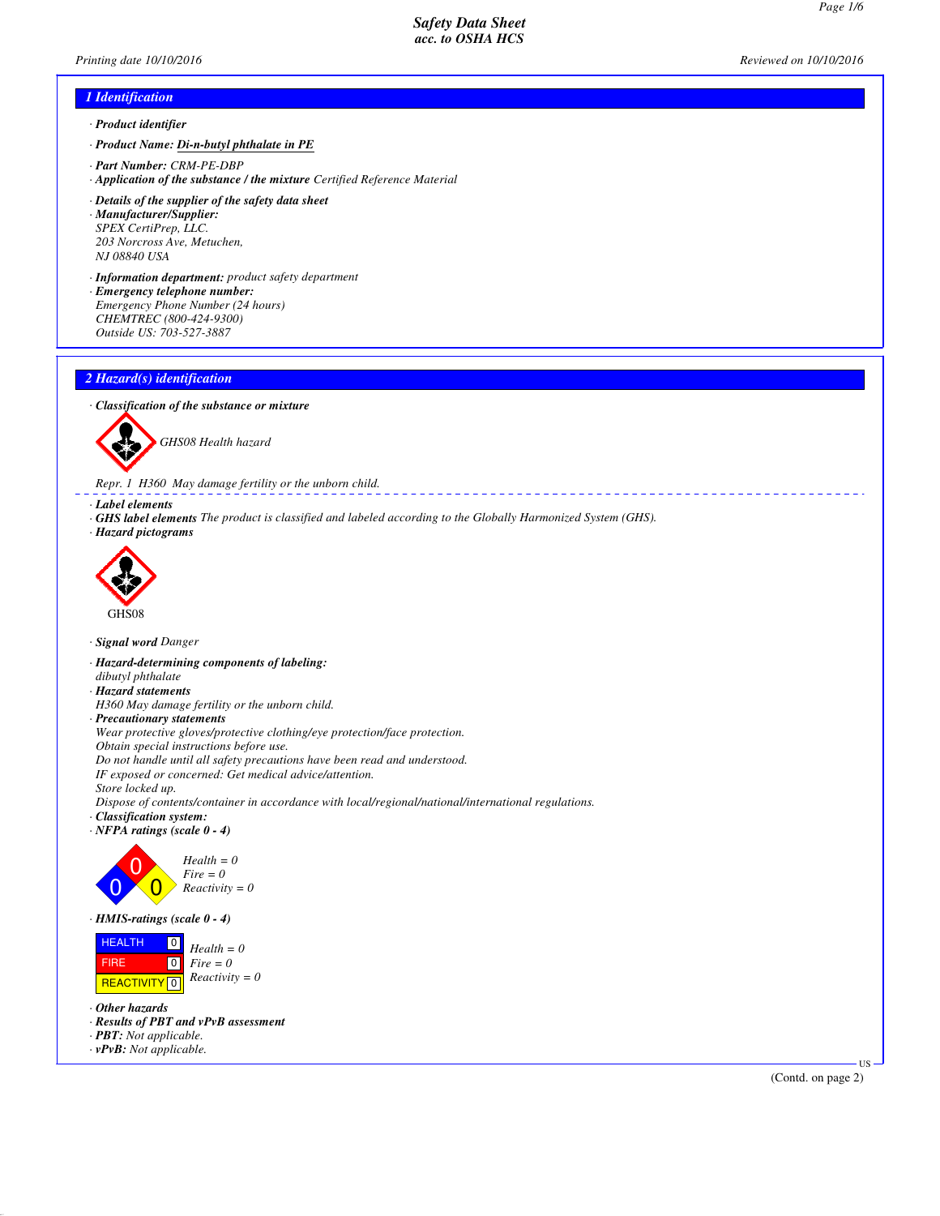Safety Data Sheet
acc. to OSHA HCS

Printing date 10/10/2016 Reviewed on 10/10/2016

## 1 Identification

· **Product identifier**

· **Product Name:** Di-n-butyl phthalate in PE

· **Part Number:** CRM-PE-DBP
· **Application of the substance / the mixture** Certified Reference Material

· **Details of the supplier of the safety data sheet**
· **Manufacturer/Supplier:**
SPEX CertiPrep, LLC.
203 Norcross Ave, Metuchen,
NJ 08840 USA

· **Information department:** product safety department
· **Emergency telephone number:**
Emergency Phone Number (24 hours)
CHEMTREC (800-424-9300)
Outside US: 703-527-3887

## 2 Hazard(s) identification

· **Classification of the substance or mixture**

GHS08 Health hazard

Repr. 1 H360 May damage fertility or the unborn child.

· **Label elements**
· **GHS label elements** The product is classified and labeled according to the Globally Harmonized System (GHS).
· **Hazard pictograms**

GHS08

· **Signal word** Danger

· **Hazard-determining components of labeling:**
dibutyl phthalate
· **Hazard statements**
H360 May damage fertility or the unborn child.
· **Precautionary statements**
Wear protective gloves/protective clothing/eye protection/face protection.
Obtain special instructions before use.
Do not handle until all safety precautions have been read and understood.
IF exposed or concerned: Get medical advice/attention.
Store locked up.
Dispose of contents/container in accordance with local/regional/national/international regulations.
· **Classification system:**
· **NFPA ratings (scale 0 - 4)**

Health = 0
Fire = 0
Reactivity = 0

· **HMIS-ratings (scale 0 - 4)**

| | | |
|---|---|---|
| HEALTH | 0 | Health = 0 |
| FIRE | 0 | Fire = 0 |
| REACTIVITY | 0 | Reactivity = 0 |

· **Other hazards**
· **Results of PBT and vPvB assessment**
· **PBT:** Not applicable.
· **vPvB:** Not applicable.

(Contd. on page 2)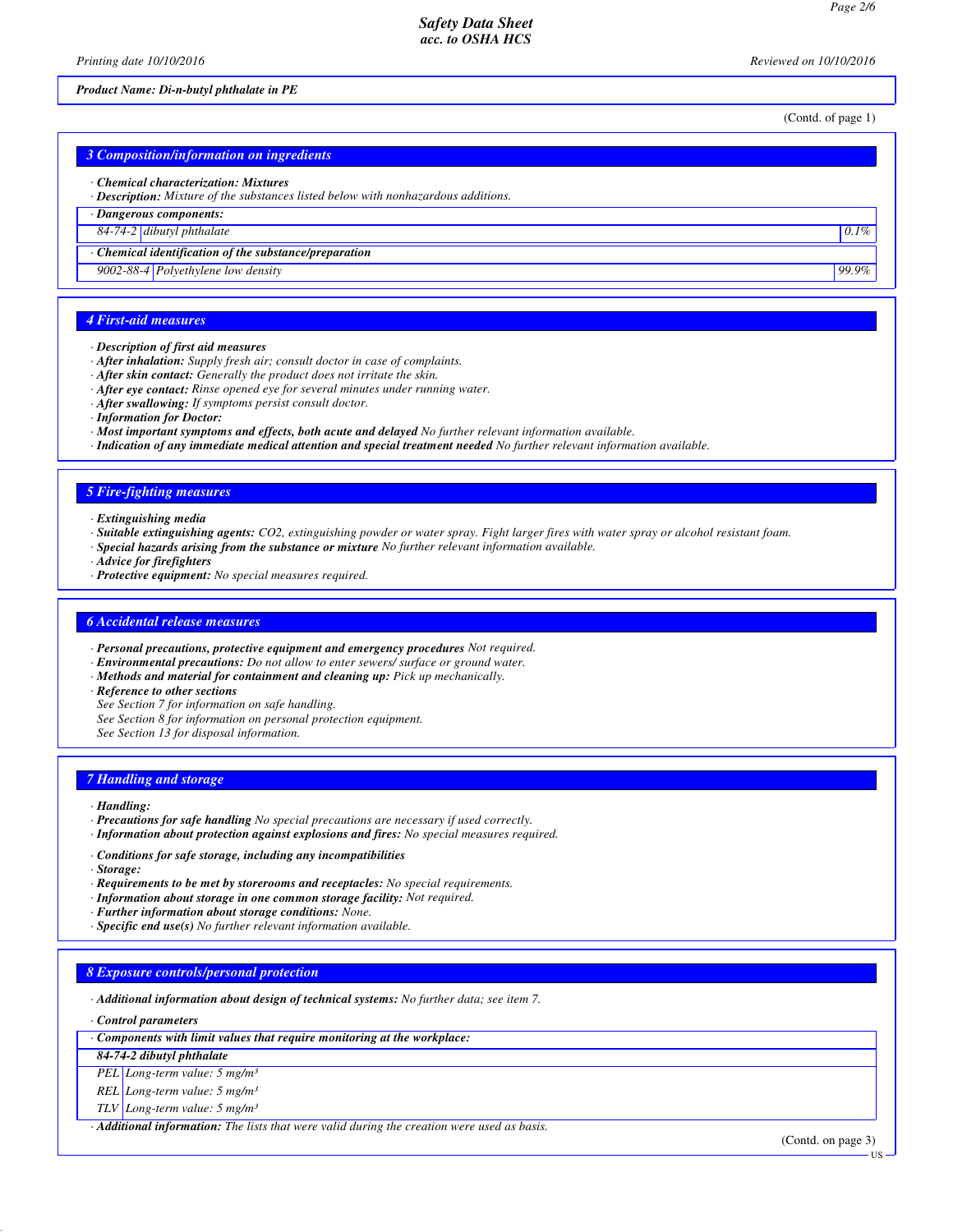**Product Name: Di-n-butyl phthalate in PE**

(Contd. of page 1)

## 3 Composition/information on ingredients

· **Chemical characterization: Mixtures**
· **Description:** Mixture of the substances listed below with nonhazardous additions.

| · Dangerous components: | | |
|---|---|---|
| 84-74-2 | dibutyl phthalate | 0.1% |

| · Chemical identification of the substance/preparation | | |
|---|---|---|
| 9002-88-4 | Polyethylene low density | 99.9% |

## 4 First-aid measures

· **Description of first aid measures**
· **After inhalation:** Supply fresh air; consult doctor in case of complaints.
· **After skin contact:** Generally the product does not irritate the skin.
· **After eye contact:** Rinse opened eye for several minutes under running water.
· **After swallowing:** If symptoms persist consult doctor.
· **Information for Doctor:**
· **Most important symptoms and effects, both acute and delayed** No further relevant information available.
· **Indication of any immediate medical attention and special treatment needed** No further relevant information available.

## 5 Fire-fighting measures

· **Extinguishing media**
· **Suitable extinguishing agents:** $CO_2$, extinguishing powder or water spray. Fight larger fires with water spray or alcohol resistant foam.
· **Special hazards arising from the substance or mixture** No further relevant information available.
· **Advice for firefighters**
· **Protective equipment:** No special measures required.

## 6 Accidental release measures

· **Personal precautions, protective equipment and emergency procedures** Not required.
· **Environmental precautions:** Do not allow to enter sewers/ surface or ground water.
· **Methods and material for containment and cleaning up:** Pick up mechanically.
· **Reference to other sections**
See Section 7 for information on safe handling.
See Section 8 for information on personal protection equipment.
See Section 13 for disposal information.

## 7 Handling and storage

· **Handling:**
· **Precautions for safe handling** No special precautions are necessary if used correctly.
· **Information about protection against explosions and fires:** No special measures required.

· **Conditions for safe storage, including any incompatibilities**
· **Storage:**
· **Requirements to be met by storerooms and receptacles:** No special requirements.
· **Information about storage in one common storage facility:** Not required.
· **Further information about storage conditions:** None.
· **Specific end use(s)** No further relevant information available.

## 8 Exposure controls/personal protection

· **Additional information about design of technical systems:** No further data; see item 7.

· **Control parameters**

| · Components with limit values that require monitoring at the workplace: | |
|---|---|
| **84-74-2 dibutyl phthalate** | |
| PEL | Long-term value: 5 mg/m³ |
| REL | Long-term value: 5 mg/m³ |
| TLV | Long-term value: 5 mg/m³ |

· **Additional information:** The lists that were valid during the creation were used as basis.

(Contd. on page 3)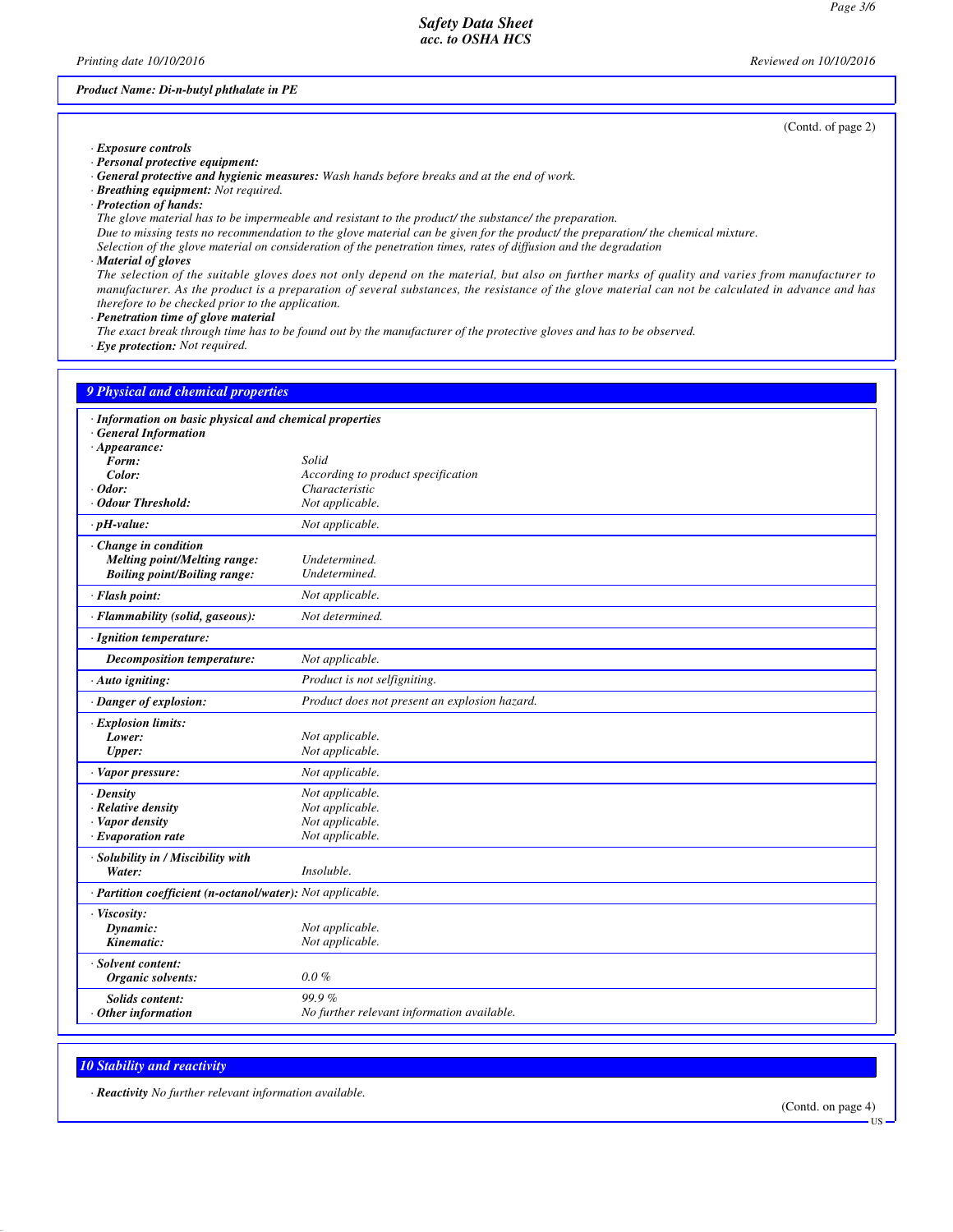**Product Name: Di-n-butyl phthalate in PE**

(Contd. of page 2)

· **Exposure controls**
· **Personal protective equipment:**
· **General protective and hygienic measures:** Wash hands before breaks and at the end of work.
· **Breathing equipment:** Not required.
· **Protection of hands:**
The glove material has to be impermeable and resistant to the product/ the substance/ the preparation.
Due to missing tests no recommendation to the glove material can be given for the product/ the preparation/ the chemical mixture.
Selection of the glove material on consideration of the penetration times, rates of diffusion and the degradation
· **Material of gloves**
The selection of the suitable gloves does not only depend on the material, but also on further marks of quality and varies from manufacturer to manufacturer. As the product is a preparation of several substances, the resistance of the glove material can not be calculated in advance and has therefore to be checked prior to the application.
· **Penetration time of glove material**
The exact break through time has to be found out by the manufacturer of the protective gloves and has to be observed.
· **Eye protection:** Not required.

## 9 Physical and chemical properties

| | |
|---|---|
| · **Information on basic physical and chemical properties** | |
| · **General Information** | |
| · **Appearance:** | |
| **Form:** | Solid |
| **Color:** | According to product specification |
| · **Odor:** | Characteristic |
| · **Odour Threshold:** | Not applicable. |
| · **pH-value:** | Not applicable. |
| · **Change in condition** | |
| **Melting point/Melting range:** | Undetermined. |
| **Boiling point/Boiling range:** | Undetermined. |
| · **Flash point:** | Not applicable. |
| · **Flammability (solid, gaseous):** | Not determined. |
| · **Ignition temperature:** | |
| **Decomposition temperature:** | Not applicable. |
| · **Auto igniting:** | Product is not selfigniting. |
| · **Danger of explosion:** | Product does not present an explosion hazard. |
| · **Explosion limits:** | |
| **Lower:** | Not applicable. |
| **Upper:** | Not applicable. |
| · **Vapor pressure:** | Not applicable. |
| · **Density** | Not applicable. |
| · **Relative density** | Not applicable. |
| · **Vapor density** | Not applicable. |
| · **Evaporation rate** | Not applicable. |
| · **Solubility in / Miscibility with** | |
| **Water:** | Insoluble. |
| · **Partition coefficient (n-octanol/water):** | Not applicable. |
| · **Viscosity:** | |
| **Dynamic:** | Not applicable. |
| **Kinematic:** | Not applicable. |
| · **Solvent content:** | |
| **Organic solvents:** | 0.0 % |
| **Solids content:** | 99.9 % |
| · **Other information** | No further relevant information available. |

## 10 Stability and reactivity

· **Reactivity** No further relevant information available.

(Contd. on page 4)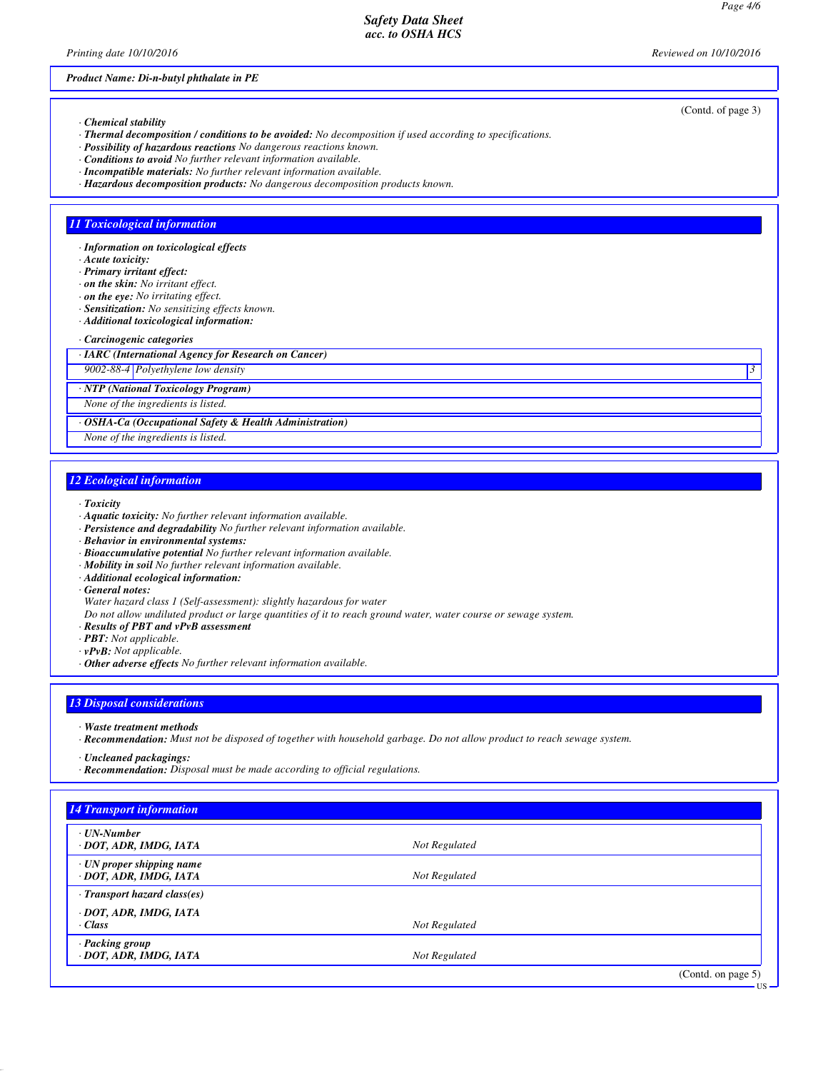Product Name: Di-n-butyl phthalate in PE

(Contd. of page 3)

· **Chemical stability**
· **Thermal decomposition / conditions to be avoided:** No decomposition if used according to specifications.
· **Possibility of hazardous reactions** No dangerous reactions known.
· **Conditions to avoid** No further relevant information available.
· **Incompatible materials:** No further relevant information available.
· **Hazardous decomposition products:** No dangerous decomposition products known.

## 11 Toxicological information

· **Information on toxicological effects**
· **Acute toxicity:**
· **Primary irritant effect:**
· **on the skin:** No irritant effect.
· **on the eye:** No irritating effect.
· **Sensitization:** No sensitizing effects known.
· **Additional toxicological information:**

· **Carcinogenic categories**

| · IARC (International Agency for Research on Cancer) | | |
|---|---|---|
| 9002-88-4 | Polyethylene low density | 3 |

| · NTP (National Toxicology Program) |
|---|
| None of the ingredients is listed. |

| · OSHA-Ca (Occupational Safety & Health Administration) |
|---|
| None of the ingredients is listed. |

## 12 Ecological information

· **Toxicity**
· **Aquatic toxicity:** No further relevant information available.
· **Persistence and degradability** No further relevant information available.
· **Behavior in environmental systems:**
· **Bioaccumulative potential** No further relevant information available.
· **Mobility in soil** No further relevant information available.
· **Additional ecological information:**
· **General notes:**
Water hazard class 1 (Self-assessment): slightly hazardous for water
Do not allow undiluted product or large quantities of it to reach ground water, water course or sewage system.
· **Results of PBT and vPvB assessment**
· **PBT:** Not applicable.
· **vPvB:** Not applicable.
· **Other adverse effects** No further relevant information available.

## 13 Disposal considerations

· **Waste treatment methods**
· **Recommendation:** Must not be disposed of together with household garbage. Do not allow product to reach sewage system.

· **Uncleaned packagings:**
· **Recommendation:** Disposal must be made according to official regulations.

## 14 Transport information

| | |
|---|---|
| · UN-Number<br>· DOT, ADR, IMDG, IATA | Not Regulated |
| · UN proper shipping name<br>· DOT, ADR, IMDG, IATA | Not Regulated |
| · Transport hazard class(es)<br>· DOT, ADR, IMDG, IATA<br>· Class | Not Regulated |
| · Packing group<br>· DOT, ADR, IMDG, IATA | Not Regulated |

(Contd. on page 5)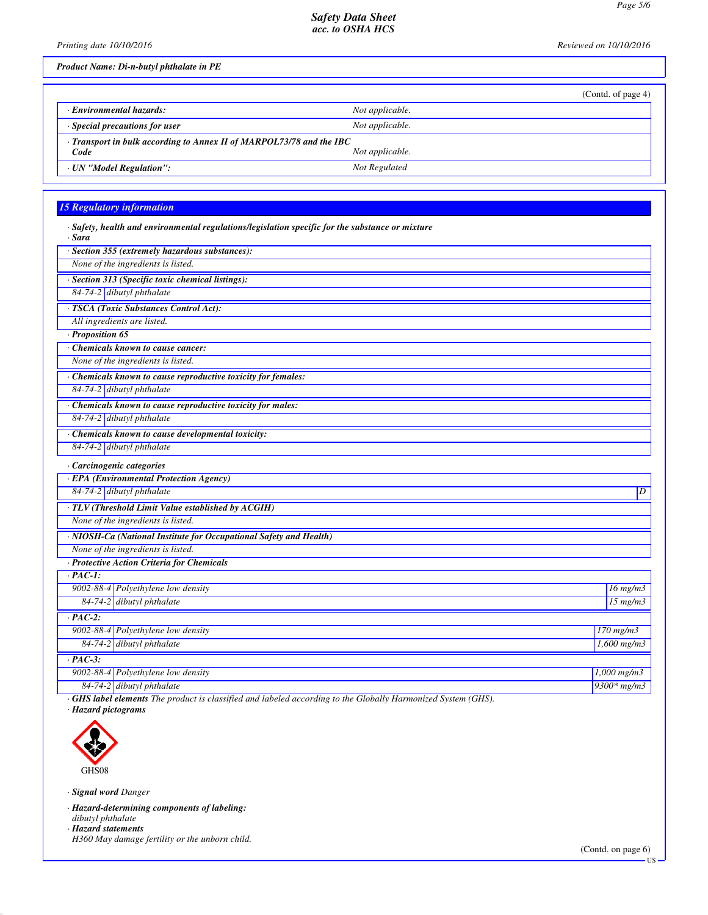**Product Name: Di-n-butyl phthalate in PE**

(Contd. of page 4)

| | |
|---|---|
| · **Environmental hazards:** | Not applicable. |
| · **Special precautions for user** | Not applicable. |
| · **Transport in bulk according to Annex II of MARPOL73/78 and the IBC Code** | Not applicable. |
| · **UN "Model Regulation":** | Not Regulated |

## 15 Regulatory information

· **Safety, health and environmental regulations/legislation specific for the substance or mixture**

· **Sara**

· **Section 355 (extremely hazardous substances):**

None of the ingredients is listed.

· **Section 313 (Specific toxic chemical listings):**

| | |
|---|---|
| 84-74-2 | dibutyl phthalate |

· **TSCA (Toxic Substances Control Act):**

All ingredients are listed.

· **Proposition 65**

· **Chemicals known to cause cancer:**

None of the ingredients is listed.

· **Chemicals known to cause reproductive toxicity for females:**

| | |
|---|---|
| 84-74-2 | dibutyl phthalate |

· **Chemicals known to cause reproductive toxicity for males:**

| | |
|---|---|
| 84-74-2 | dibutyl phthalate |

· **Chemicals known to cause developmental toxicity:**

| | |
|---|---|
| 84-74-2 | dibutyl phthalate |

· **Carcinogenic categories**

· **EPA (Environmental Protection Agency)**

| | | |
|---|---|---|
| 84-74-2 | dibutyl phthalate | D |

· **TLV (Threshold Limit Value established by ACGIH)**

None of the ingredients is listed.

· **NIOSH-Ca (National Institute for Occupational Safety and Health)**

None of the ingredients is listed.

· **Protective Action Criteria for Chemicals**

· **PAC-1:**

| | | |
|---|---|---|
| 9002-88-4 | Polyethylene low density | 16 mg/m3 |
| 84-74-2 | dibutyl phthalate | 15 mg/m3 |

· **PAC-2:**

| | | |
|---|---|---|
| 9002-88-4 | Polyethylene low density | 170 mg/m3 |
| 84-74-2 | dibutyl phthalate | 1,600 mg/m3 |

· **PAC-3:**

| | | |
|---|---|---|
| 9002-88-4 | Polyethylene low density | 1,000 mg/m3 |
| 84-74-2 | dibutyl phthalate | 9300* mg/m3 |

· **GHS label elements** The product is classified and labeled according to the Globally Harmonized System (GHS).

· **Hazard pictograms**

GHS08

· **Signal word** Danger

· **Hazard-determining components of labeling:**

dibutyl phthalate

· **Hazard statements**

H360 May damage fertility or the unborn child.

(Contd. on page 6)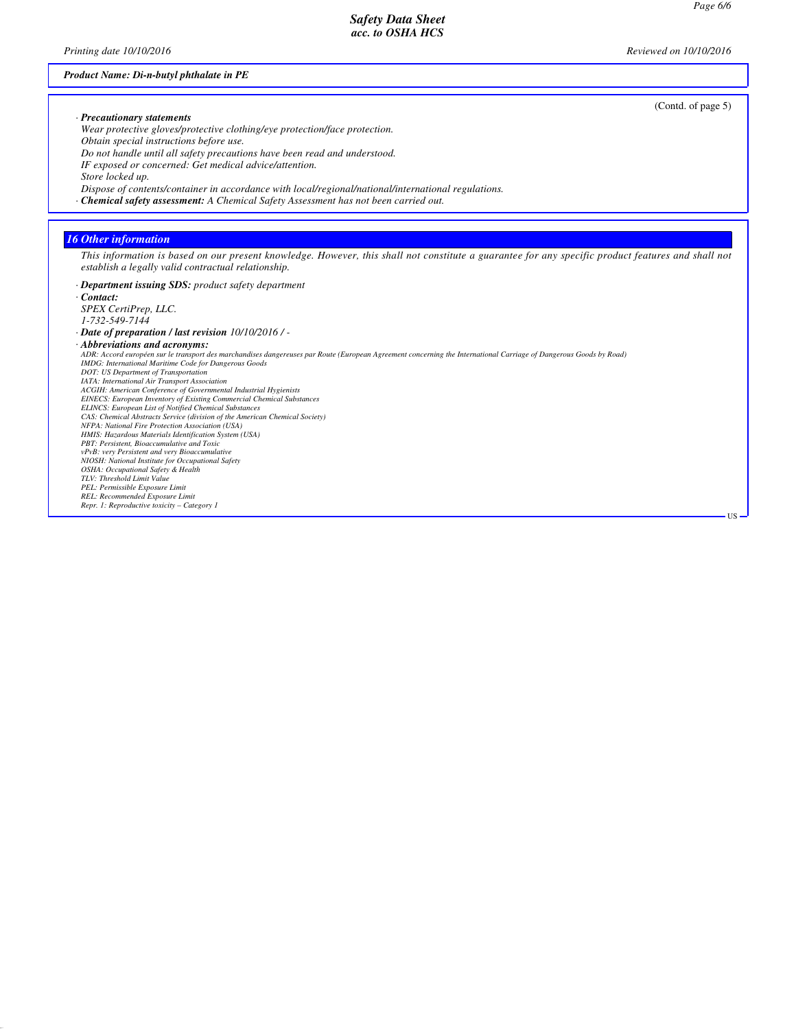*Product Name: Di-n-butyl phthalate in PE*

(Contd. of page 5)

· ***Precautionary statements***
*Wear protective gloves/protective clothing/eye protection/face protection.*
*Obtain special instructions before use.*
*Do not handle until all safety precautions have been read and understood.*
*IF exposed or concerned: Get medical advice/attention.*
*Store locked up.*
*Dispose of contents/container in accordance with local/regional/national/international regulations.*
· ***Chemical safety assessment:*** *A Chemical Safety Assessment has not been carried out.*

## *16 Other information*

*This information is based on our present knowledge. However, this shall not constitute a guarantee for any specific product features and shall not establish a legally valid contractual relationship.*

· ***Department issuing SDS:*** *product safety department*
· ***Contact:***
*SPEX CertiPrep, LLC.*
*1-732-549-7144*
· ***Date of preparation / last revision*** *10/10/2016 / -*
· ***Abbreviations and acronyms:***
*ADR: Accord européen sur le transport des marchandises dangereuses par Route (European Agreement concerning the International Carriage of Dangerous Goods by Road)*
*IMDG: International Maritime Code for Dangerous Goods*
*DOT: US Department of Transportation*
*IATA: International Air Transport Association*
*ACGIH: American Conference of Governmental Industrial Hygienists*
*EINECS: European Inventory of Existing Commercial Chemical Substances*
*ELINCS: European List of Notified Chemical Substances*
*CAS: Chemical Abstracts Service (division of the American Chemical Society)*
*NFPA: National Fire Protection Association (USA)*
*HMIS: Hazardous Materials Identification System (USA)*
*PBT: Persistent, Bioaccumulative and Toxic*
*vPvB: very Persistent and very Bioaccumulative*
*NIOSH: National Institute for Occupational Safety*
*OSHA: Occupational Safety & Health*
*TLV: Threshold Limit Value*
*PEL: Permissible Exposure Limit*
*REL: Recommended Exposure Limit*
*Repr. 1: Reproductive toxicity – Category 1*